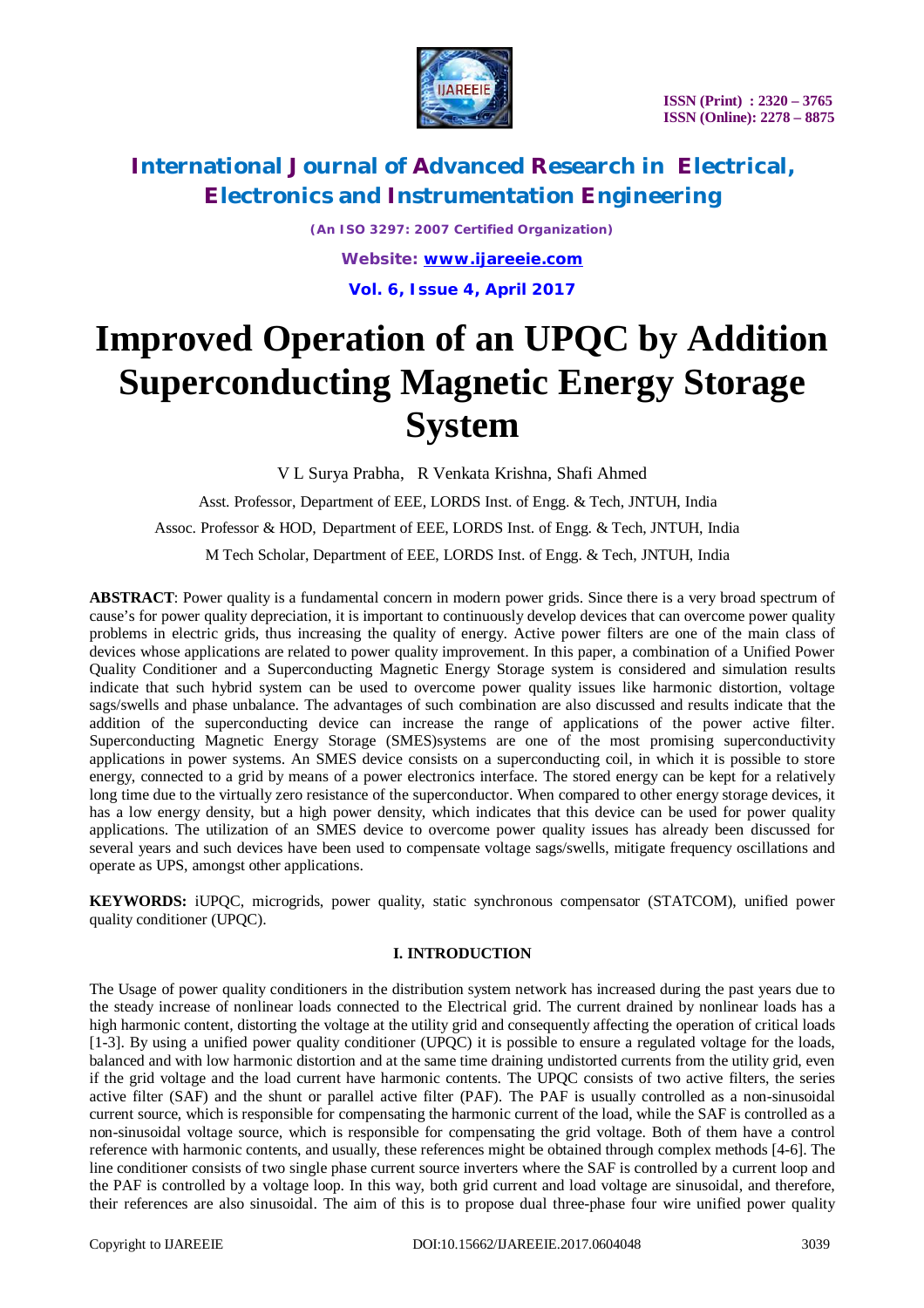# Improved Operation of an UPQC by Addition Superconducting Magnetic Energy Storage System

V L Surya Prabha, R Venkata Krishna, Shafi Ahmed

Asst. Professor, Department of EEE, LORDS Inst. of Engg. & Tech, JNTUH, India

Assoc. Professor & HOD, Department of EEE, LORDS Inst. of Engg. & Tech, JNTUH, India

M Tech Scholar, Department of EEE, LORDS Inst. of Engg. & Tech, JNTUH, India

**ABSTRACT**: Power quality is a fundamental concern in modern power grids. Since there is a very broad spectrum of cause's for power quality depreciation, it is important to continuously develop devices that can overcome power quality problems in electric grids, thus increasing the quality of energy. Active power filters are one of the main class of devices whose applications are related to power quality improvement. In this paper, a combination of a Unified Power Quality Conditioner and a Superconducting Magnetic Energy Storage system is considered and simulation results indicate that such hybrid system can be used to overcome power quality issues like harmonic distortion, voltage sags/swells and phase unbalance. The advantages of such combination are also discussed and results indicate that the addition of the superconducting device can increase the range of applications of the power active filter. Superconducting Magnetic Energy Storage (SMES)systems are one of the most promising superconductivity applications in power systems. An SMES device consists on a superconducting coil, in which it is possible to store energy, connected to a grid by means of a power electronics interface. The stored energy can be kept for a relatively long time due to the virtually zero resistance of the superconductor. When compared to other energy storage devices, it has a low energy density, but a high power density, which indicates that this device can be used for power quality applications. The utilization of an SMES device to overcome power quality issues has already been discussed for several years and such devices have been used to compensate voltage sags/swells, mitigate frequency oscillations and operate as UPS, amongst other applications.

**KEYWORDS:** iUPQC, microgrids, power quality, static synchronous compensator (STATCOM), unified power quality conditioner (UPQC).

## I. INTRODUCTION

The Usage of power quality conditioners in the distribution system network has increased during the past years due to the steady increase of nonlinear loads connected to the Electrical grid. The current drained by nonlinear loads has a high harmonic content, distorting the voltage at the utility grid and consequently affecting the operation of critical loads [1-3]. By using a unified power quality conditioner (UPQC) it is possible to ensure a regulated voltage for the loads, balanced and with low harmonic distortion and at the same time draining undistorted currents from the utility grid, even if the grid voltage and the load current have harmonic contents. The UPQC consists of two active filters, the series active filter (SAF) and the shunt or parallel active filter (PAF). The PAF is usually controlled as a non-sinusoidal current source, which is responsible for compensating the harmonic current of the load, while the SAF is controlled as a non-sinusoidal voltage source, which is responsible for compensating the grid voltage. Both of them have a control reference with harmonic contents, and usually, these references might be obtained through complex methods [4-6]. The line conditioner consists of two single phase current source inverters where the SAF is controlled by a current loop and the PAF is controlled by a voltage loop. In this way, both grid current and load voltage are sinusoidal, and therefore, their references are also sinusoidal. The aim of this is to propose dual three-phase four wire unified power quality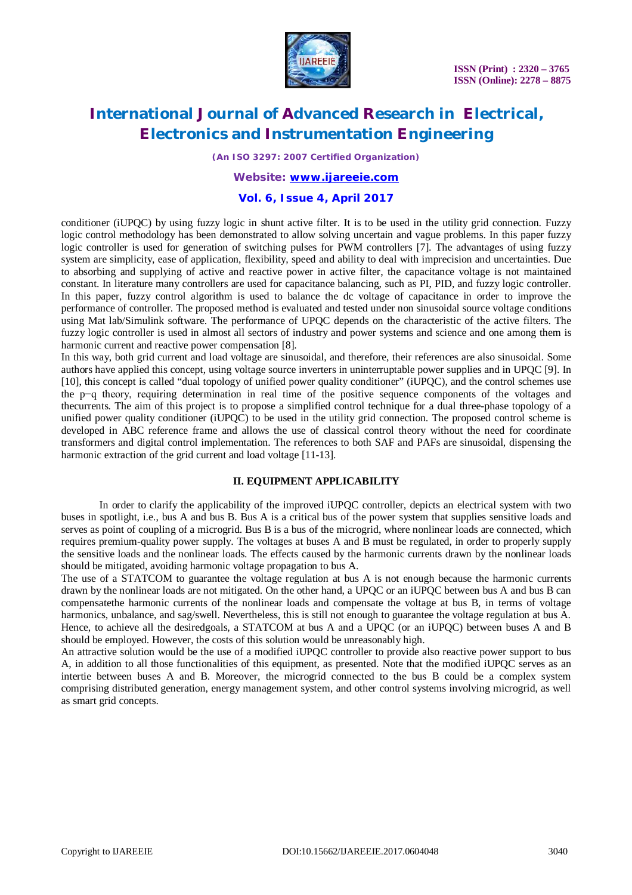conditioner (iUPQC) by using fuzzy logic in shunt active filter. It is to be used in the utility grid connection. Fuzzy logic control methodology has been demonstrated to allow solving uncertain and vague problems. In this paper fuzzy logic controller is used for generation of switching pulses for PWM controllers [7]. The advantages of using fuzzy system are simplicity, ease of application, flexibility, speed and ability to deal with imprecision and uncertainties. Due to absorbing and supplying of active and reactive power in active filter, the capacitance voltage is not maintained constant. In literature many controllers are used for capacitance balancing, such as PI, PID, and fuzzy logic controller. In this paper, fuzzy control algorithm is used to balance the dc voltage of capacitance in order to improve the performance of controller. The proposed method is evaluated and tested under non sinusoidal source voltage conditions using Mat lab/Simulink software. The performance of UPQC depends on the characteristic of the active filters. The fuzzy logic controller is used in almost all sectors of industry and power systems and science and one among them is harmonic current and reactive power compensation [8].

In this way, both grid current and load voltage are sinusoidal, and therefore, their references are also sinusoidal. Some authors have applied this concept, using voltage source inverters in uninterruptable power supplies and in UPQC [9]. In [10], this concept is called "dual topology of unified power quality conditioner" (iUPQC), and the control schemes use the p−q theory, requiring determination in real time of the positive sequence components of the voltages and thecurrents. The aim of this project is to propose a simplified control technique for a dual three-phase topology of a unified power quality conditioner (iUPQC) to be used in the utility grid connection. The proposed control scheme is developed in ABC reference frame and allows the use of classical control theory without the need for coordinate transformers and digital control implementation. The references to both SAF and PAFs are sinusoidal, dispensing the harmonic extraction of the grid current and load voltage [11-13].

## II. EQUIPMENT APPLICABILITY

In order to clarify the applicability of the improved iUPQC controller, depicts an electrical system with two buses in spotlight, i.e., bus A and bus B. Bus A is a critical bus of the power system that supplies sensitive loads and serves as point of coupling of a microgrid. Bus B is a bus of the microgrid, where nonlinear loads are connected, which requires premium-quality power supply. The voltages at buses A and B must be regulated, in order to properly supply the sensitive loads and the nonlinear loads. The effects caused by the harmonic currents drawn by the nonlinear loads should be mitigated, avoiding harmonic voltage propagation to bus A.

The use of a STATCOM to guarantee the voltage regulation at bus A is not enough because the harmonic currents drawn by the nonlinear loads are not mitigated. On the other hand, a UPQC or an iUPQC between bus A and bus B can compensatethe harmonic currents of the nonlinear loads and compensate the voltage at bus B, in terms of voltage harmonics, unbalance, and sag/swell. Nevertheless, this is still not enough to guarantee the voltage regulation at bus A. Hence, to achieve all the desiredgoals, a STATCOM at bus A and a UPQC (or an iUPQC) between buses A and B should be employed. However, the costs of this solution would be unreasonably high.

An attractive solution would be the use of a modified iUPQC controller to provide also reactive power support to bus A, in addition to all those functionalities of this equipment, as presented. Note that the modified iUPQC serves as an intertie between buses A and B. Moreover, the microgrid connected to the bus B could be a complex system comprising distributed generation, energy management system, and other control systems involving microgrid, as well as smart grid concepts.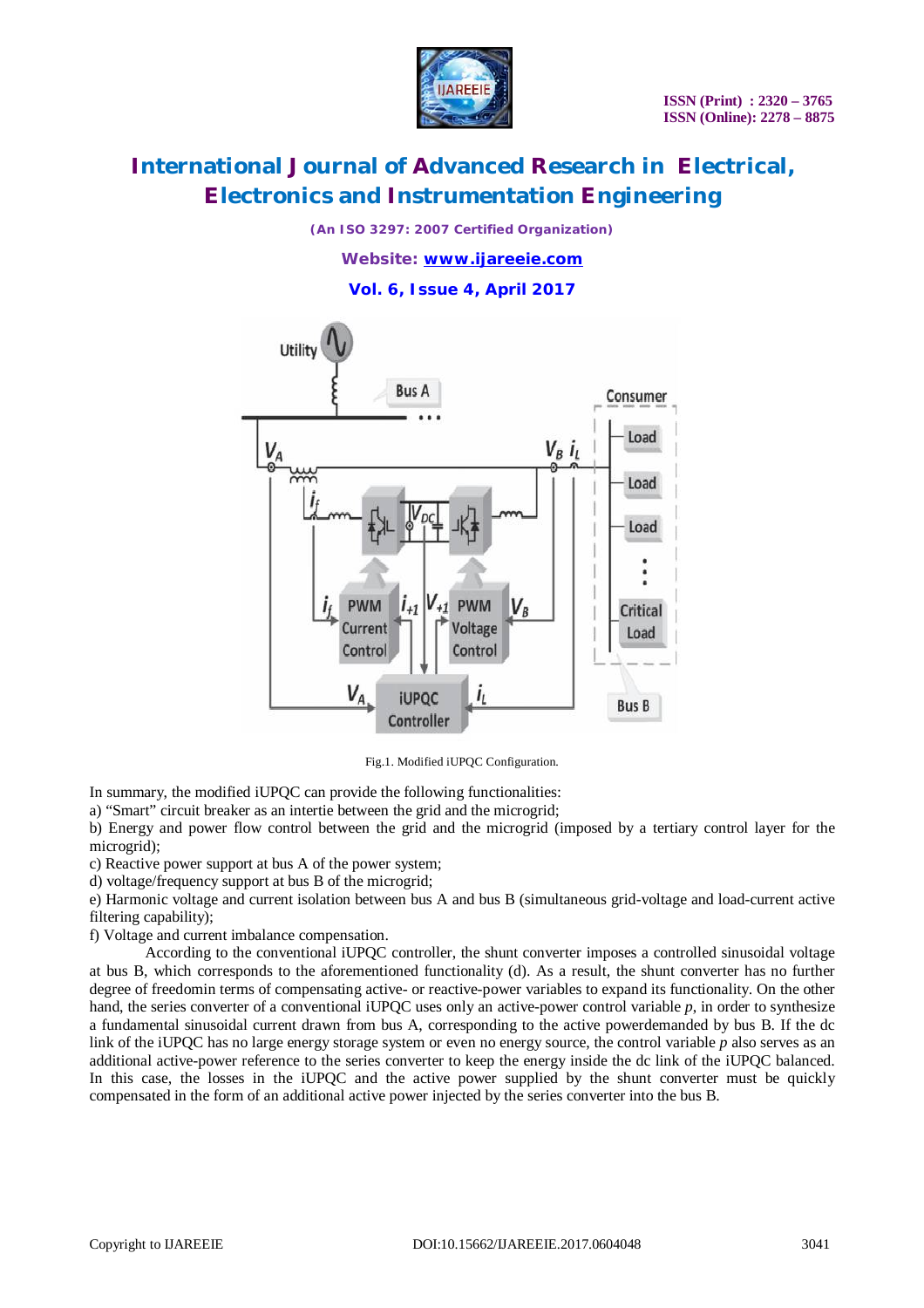Fig.1. Modified iUPQC Configuration.

In summary, the modified iUPQC can provide the following functionalities:

a) "Smart" circuit breaker as an intertie between the grid and the microgrid;

b) Energy and power flow control between the grid and the microgrid (imposed by a tertiary control layer for the microgrid);

c) Reactive power support at bus A of the power system;

d) voltage/frequency support at bus B of the microgrid;

e) Harmonic voltage and current isolation between bus A and bus B (simultaneous grid-voltage and load-current active filtering capability);

f) Voltage and current imbalance compensation.

According to the conventional iUPQC controller, the shunt converter imposes a controlled sinusoidal voltage at bus B, which corresponds to the aforementioned functionality (d). As a result, the shunt converter has no further degree of freedomin terms of compensating active- or reactive-power variables to expand its functionality. On the other hand, the series converter of a conventional iUPQC uses only an active-power control variable $p$, in order to synthesize a fundamental sinusoidal current drawn from bus A, corresponding to the active powerdemanded by bus B. If the dc link of the iUPQC has no large energy storage system or even no energy source, the control variable $p$ also serves as an additional active-power reference to the series converter to keep the energy inside the dc link of the iUPQC balanced. In this case, the losses in the iUPQC and the active power supplied by the shunt converter must be quickly compensated in the form of an additional active power injected by the series converter into the bus B.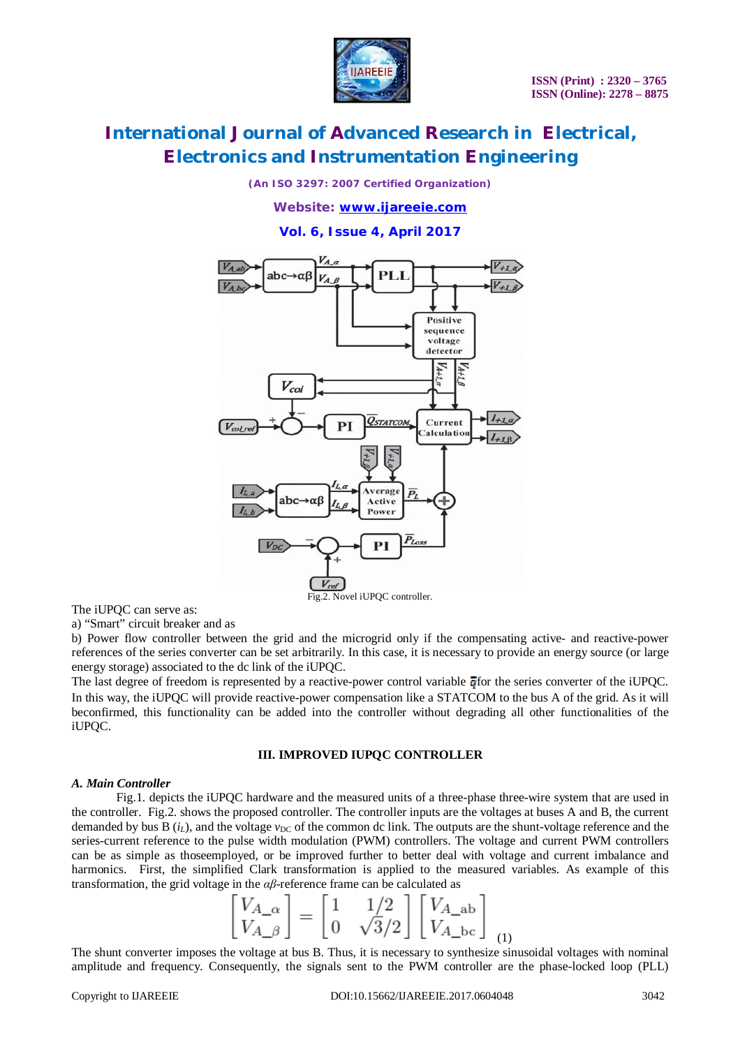Fig.2. Novel iUPQC controller.

The iUPQC can serve as:

a) "Smart" circuit breaker and as

b) Power flow controller between the grid and the microgrid only if the compensating active- and reactive-power references of the series converter can be set arbitrarily. In this case, it is necessary to provide an energy source (or large energy storage) associated to the dc link of the iUPQC.

The last degree of freedom is represented by a reactive-power control variable $\bar{q}$ for the series converter of the iUPQC. In this way, the iUPQC will provide reactive-power compensation like a STATCOM to the bus A of the grid. As it will beconfirmed, this functionality can be added into the controller without degrading all other functionalities of the iUPQC.

## III. IMPROVED IUPQC CONTROLLER

### *A. Main Controller*

Fig.1. depicts the iUPQC hardware and the measured units of a three-phase three-wire system that are used in the controller. Fig.2. shows the proposed controller. The controller inputs are the voltages at buses A and B, the current demanded by bus B ($i_L$), and the voltage $v_{DC}$ of the common dc link. The outputs are the shunt-voltage reference and the series-current reference to the pulse width modulation (PWM) controllers. The voltage and current PWM controllers can be as simple as thoseemployed, or be improved further to better deal with voltage and current imbalance and harmonics. First, the simplified Clark transformation is applied to the measured variables. As example of this transformation, the grid voltage in the $\alpha\beta$-reference frame can be calculated as

$$\begin{bmatrix} V_{A\_\alpha} \\ V_{A\_\beta} \end{bmatrix} = \begin{bmatrix} 1 & 1/2 \\ 0 & \sqrt{3}/2 \end{bmatrix} \begin{bmatrix} V_{A\_ab} \\ V_{A\_bc} \end{bmatrix} \quad (1)$$

The shunt converter imposes the voltage at bus B. Thus, it is necessary to synthesize sinusoidal voltages with nominal amplitude and frequency. Consequently, the signals sent to the PWM controller are the phase-locked loop (PLL)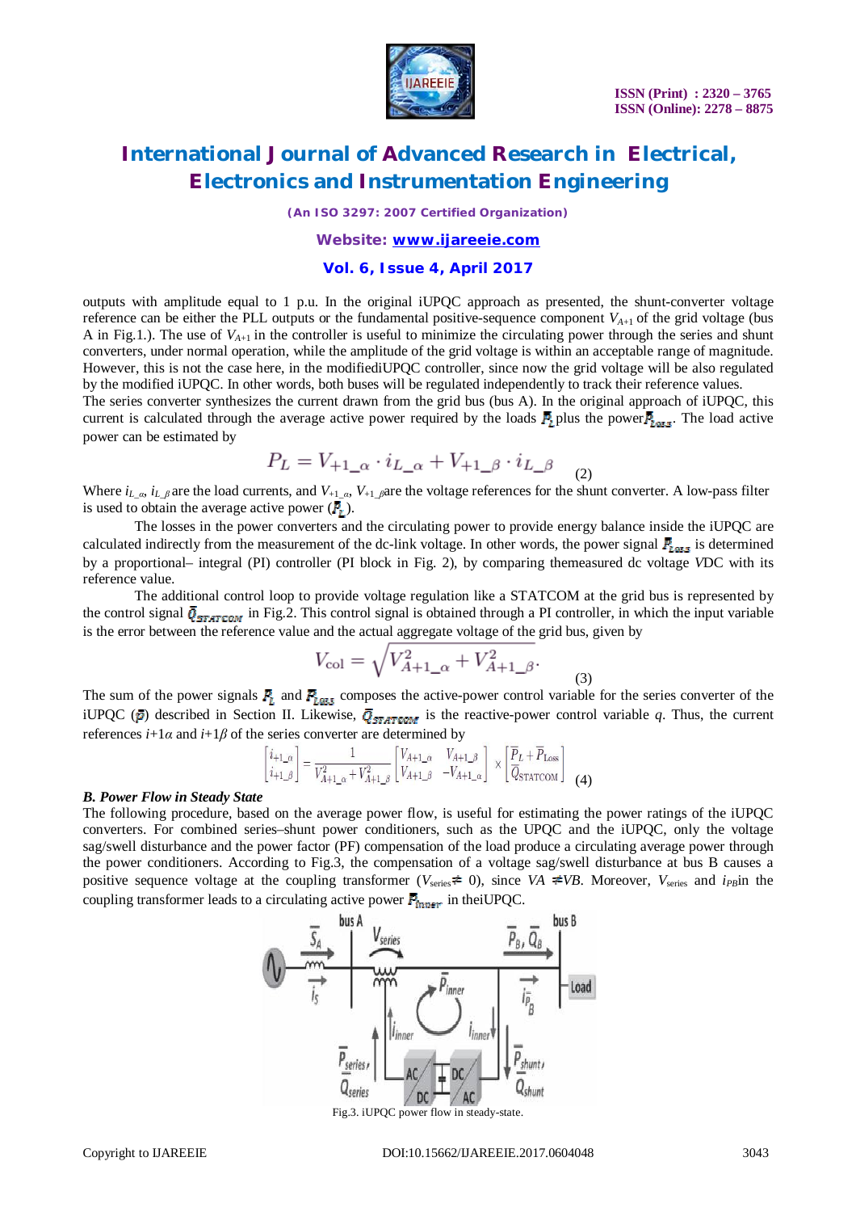outputs with amplitude equal to 1 p.u. In the original iUPQC approach as presented, the shunt-converter voltage reference can be either the PLL outputs or the fundamental positive-sequence component $V_{A+1}$ of the grid voltage (bus A in Fig.1.). The use of $V_{A+1}$ in the controller is useful to minimize the circulating power through the series and shunt converters, under normal operation, while the amplitude of the grid voltage is within an acceptable range of magnitude. However, this is not the case here, in the modifiediUPQC controller, since now the grid voltage will be also regulated by the modified iUPQC. In other words, both buses will be regulated independently to track their reference values.
The series converter synthesizes the current drawn from the grid bus (bus A). In the original approach of iUPQC, this current is calculated through the average active power required by the loads $\bar{P}_L$ plus the power $\bar{P}_{Loss}$. The load active power can be estimated by

$$P_L = V_{+1\_\alpha} \cdot i_{L\_\alpha} + V_{+1\_\beta} \cdot i_{L\_\beta} \quad (2)$$

Where $i_{L\_\alpha}$, $i_{L\_\beta}$ are the load currents, and $V_{+1\_\alpha}$, $V_{+1\_\beta}$ are the voltage references for the shunt converter. A low-pass filter is used to obtain the average active power ($\bar{P}_L$).

The losses in the power converters and the circulating power to provide energy balance inside the iUPQC are calculated indirectly from the measurement of the dc-link voltage. In other words, the power signal $\bar{P}_{Loss}$ is determined by a proportional– integral (PI) controller (PI block in Fig. 2), by comparing themeasured dc voltage $VDC$ with its reference value.

The additional control loop to provide voltage regulation like a STATCOM at the grid bus is represented by the control signal $\bar{Q}_{STATCOM}$ in Fig.2. This control signal is obtained through a PI controller, in which the input variable is the error between the reference value and the actual aggregate voltage of the grid bus, given by

$$V_{\text{col}} = \sqrt{V_{A+1\_\alpha}^2 + V_{A+1\_\beta}^2}. \quad (3)$$

The sum of the power signals $\bar{P}_L$ and $\bar{P}_{Loss}$ composes the active-power control variable for the series converter of the iUPQC ($\bar{p}$) described in Section II. Likewise, $\bar{Q}_{STATCOM}$ is the reactive-power control variable $q$. Thus, the current references $i+1\alpha$ and $i+1\beta$ of the series converter are determined by

$$\begin{bmatrix} i_{+1\_\alpha} \\ i_{+1\_\beta} \end{bmatrix} = \frac{1}{V_{A+1\_\alpha}^2 + V_{A+1\_\beta}^2} \begin{bmatrix} V_{A+1\_\alpha} & V_{A+1\_\beta} \\ V_{A+1\_\beta} & -V_{A+1\_\alpha} \end{bmatrix} \times \begin{bmatrix} \bar{P}_L + \bar{P}_{\text{Loss}} \\ \bar{Q}_{\text{STATCOM}} \end{bmatrix} \quad (4)$$

***B. Power Flow in Steady State***

The following procedure, based on the average power flow, is useful for estimating the power ratings of the iUPQC converters. For combined series–shunt power conditioners, such as the UPQC and the iUPQC, only the voltage sag/swell disturbance and the power factor (PF) compensation of the load produce a circulating average power through the power conditioners. According to Fig.3, the compensation of a voltage sag/swell disturbance at bus B causes a positive sequence voltage at the coupling transformer ($V_{series} \neq 0$), since $VA \neq VB$. Moreover, $V_{series}$ and $i_{PB}$ in the coupling transformer leads to a circulating active power $\bar{P}_{inner}$ in theiUPQC.

Fig.3. iUPQC power flow in steady-state.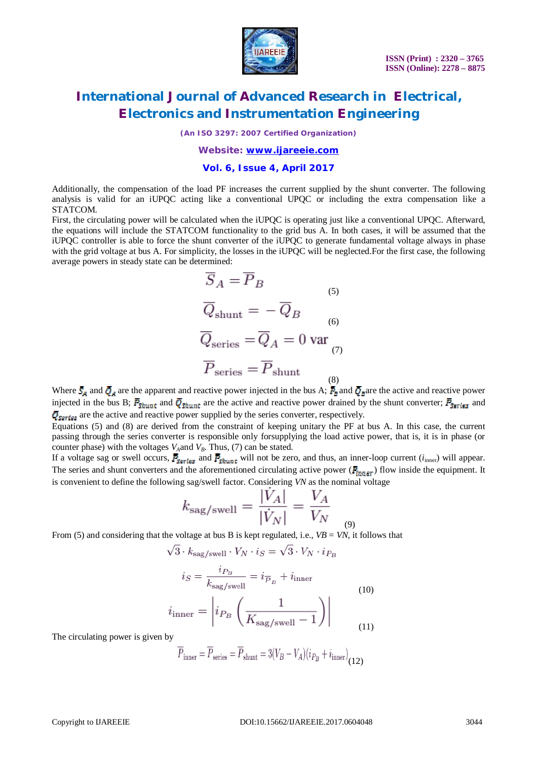Additionally, the compensation of the load PF increases the current supplied by the shunt converter. The following analysis is valid for an iUPQC acting like a conventional UPQC or including the extra compensation like a STATCOM.

First, the circulating power will be calculated when the iUPQC is operating just like a conventional UPQC. Afterward, the equations will include the STATCOM functionality to the grid bus A. In both cases, it will be assumed that the iUPQC controller is able to force the shunt converter of the iUPQC to generate fundamental voltage always in phase with the grid voltage at bus A. For simplicity, the losses in the iUPQC will be neglected.For the first case, the following average powers in steady state can be determined:

$$\overline{S}_A = \overline{P}_B \tag{5}$$

$$\overline{Q}_{\text{shunt}} = -\overline{Q}_B \tag{6}$$

$$\overline{Q}_{\text{series}} = \overline{Q}_A = 0 \text{ var} \tag{7}$$

$$\overline{P}_{\text{series}} = \overline{P}_{\text{shunt}} \tag{8}$$

Where $\overline{S}_A$ and $\overline{Q}_A$ are the apparent and reactive power injected in the bus A; $\overline{P}_B$ and $\overline{Q}_B$ are the active and reactive power injected in the bus B; $\overline{P}_{Shunt}$ and $\overline{Q}_{Shunt}$ are the active and reactive power drained by the shunt converter; $\overline{P}_{Series}$ and $\overline{Q}_{Series}$ are the active and reactive power supplied by the series converter, respectively.

Equations (5) and (8) are derived from the constraint of keeping unitary the PF at bus A. In this case, the current passing through the series converter is responsible only forsupplying the load active power, that is, it is in phase (or counter phase) with the voltages $V_A$and $V_B$. Thus, (7) can be stated.

If a voltage sag or swell occurs, $\overline{P}_{Series}$ and $\overline{P}_{Shunt}$ will not be zero, and thus, an inner-loop current ($i_{\text{inner}}$) will appear. The series and shunt converters and the aforementioned circulating active power ($\overline{P}_{Inner}$) flow inside the equipment. It is convenient to define the following sag/swell factor. Considering $VN$ as the nominal voltage

$$k_{\text{sag/swell}} = \frac{|\dot{V}_A|}{|\dot{V}_N|} = \frac{V_A}{V_N} \tag{9}$$

From (5) and considering that the voltage at bus B is kept regulated, i.e., $VB = VN$, it follows that

$$\sqrt{3} \cdot k_{\text{sag/swell}} \cdot V_N \cdot i_S = \sqrt{3} \cdot V_N \cdot i_{P_B}$$

$$i_S = \frac{i_{P_B}}{k_{\text{sag/swell}}} = i_{\overline{P}_B} + i_{\text{inner}} \tag{10}$$

$$i_{\text{inner}} = \left| i_{P_B} \left( \frac{1}{K_{\text{sag/swell}} - 1} \right) \right| \tag{11}$$

The circulating power is given by

$$\overline{P}_{\text{inner}} = \overline{P}_{\text{series}} = \overline{P}_{\text{shunt}} = 3(V_B - V_A)(i_{P_B} + i_{\text{inner}}) \tag{12}$$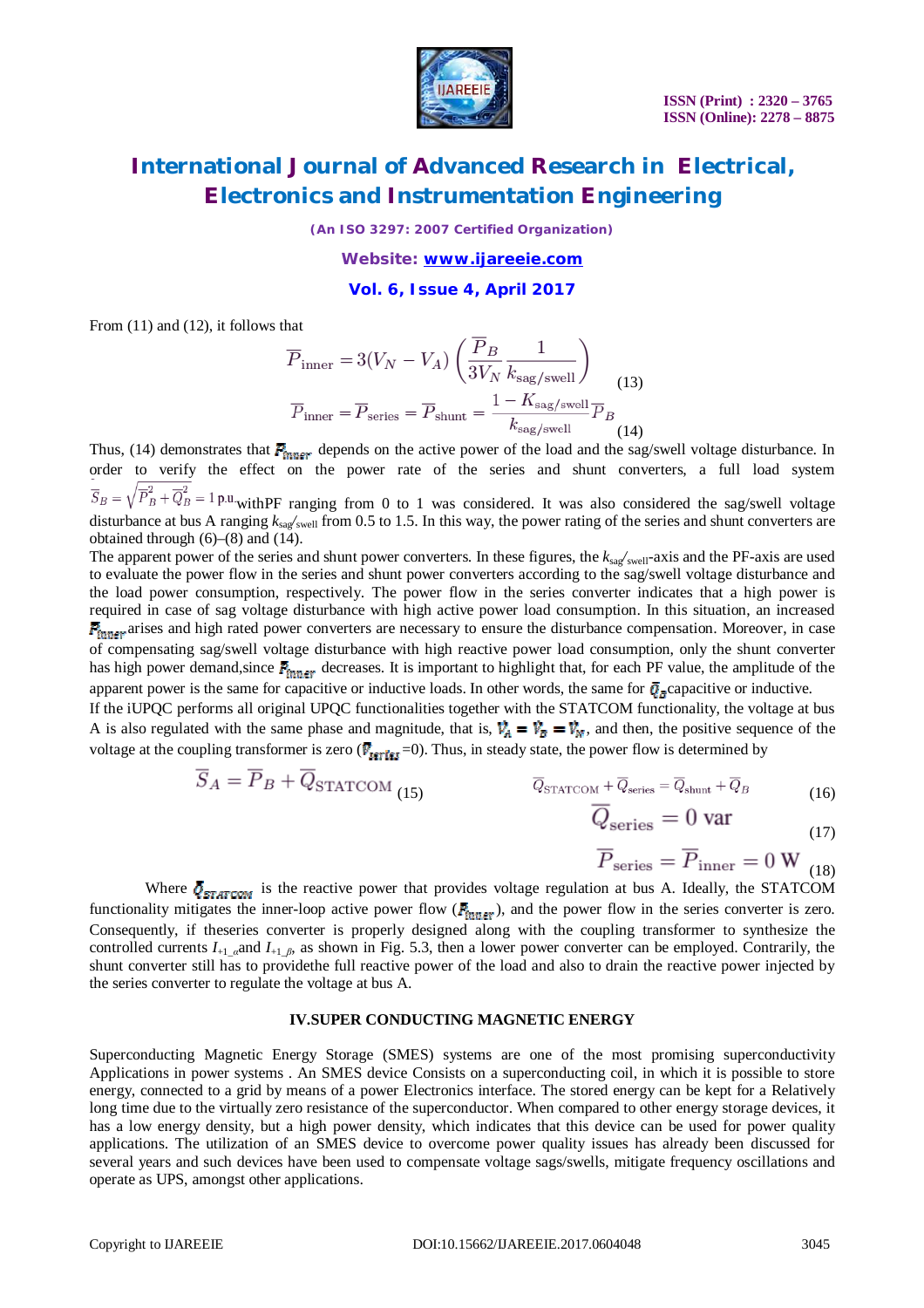From (11) and (12), it follows that

$$\overline{P}_{\text{inner}} = 3(V_N - V_A)\left(\frac{\overline{P}_B}{3V_N}\frac{1}{k_{\text{sag/swell}}}\right) \quad (13)$$

$$\overline{P}_{\text{inner}} = \overline{P}_{\text{series}} = \overline{P}_{\text{shunt}} = \frac{1 - K_{\text{sag/swell}}}{k_{\text{sag/swell}}}\overline{P}_B \quad (14)$$

Thus, (14) demonstrates that $\overline{P}_{inner}$ depends on the active power of the load and the sag/swell voltage disturbance. In order to verify the effect on the power rate of the series and shunt converters, a full load system $\overline{S}_B = \sqrt{\overline{P}_B^2 + \overline{Q}_B^2} = 1$ p.u. with PF ranging from 0 to 1 was considered. It was also considered the sag/swell voltage disturbance at bus A ranging $k_{sag/swell}$ from 0.5 to 1.5. In this way, the power rating of the series and shunt converters are obtained through (6)–(8) and (14).

The apparent power of the series and shunt power converters. In these figures, the $k_{sag/swell}$-axis and the PF-axis are used to evaluate the power flow in the series and shunt power converters according to the sag/swell voltage disturbance and the load power consumption, respectively. The power flow in the series converter indicates that a high power is required in case of sag voltage disturbance with high active power load consumption. In this situation, an increased $\overline{P}_{inner}$ arises and high rated power converters are necessary to ensure the disturbance compensation. Moreover, in case of compensating sag/swell voltage disturbance with high reactive power load consumption, only the shunt converter has high power demand, since $\overline{P}_{inner}$ decreases. It is important to highlight that, for each PF value, the amplitude of the apparent power is the same for capacitive or inductive loads. In other words, the same for $\overline{Q}_B$ capacitive or inductive.

If the iUPQC performs all original UPQC functionalities together with the STATCOM functionality, the voltage at bus A is also regulated with the same phase and magnitude, that is, $\overline{V}_A = \overline{V}_B = \overline{V}_N$, and then, the positive sequence of the voltage at the coupling transformer is zero ($\overline{V}_{series}$ =0). Thus, in steady state, the power flow is determined by

$$\overline{S}_A = \overline{P}_B + \overline{Q}_{\text{STATCOM}} \quad (15)$$

$$\overline{Q}_{\text{STATCOM}} + \overline{Q}_{\text{series}} = \overline{Q}_{\text{shunt}} + \overline{Q}_B \quad (16)$$

$$\overline{Q}_{\text{series}} = 0 \text{ var} \quad (17)$$

$$\overline{P}_{\text{series}} = \overline{P}_{\text{inner}} = 0 \text{ W} \quad (18)$$

Where $\overline{Q}_{STATCOM}$ is the reactive power that provides voltage regulation at bus A. Ideally, the STATCOM functionality mitigates the inner-loop active power flow ($\overline{P}_{inner}$), and the power flow in the series converter is zero. Consequently, if the series converter is properly designed along with the coupling transformer to synthesize the controlled currents $I_{+1\_\alpha}$ and $I_{+1\_\beta}$, as shown in Fig. 5.3, then a lower power converter can be employed. Contrarily, the shunt converter still has to provide the full reactive power of the load and also to drain the reactive power injected by the series converter to regulate the voltage at bus A.

## IV.SUPER CONDUCTING MAGNETIC ENERGY

Superconducting Magnetic Energy Storage (SMES) systems are one of the most promising superconductivity Applications in power systems . An SMES device Consists on a superconducting coil, in which it is possible to store energy, connected to a grid by means of a power Electronics interface. The stored energy can be kept for a Relatively long time due to the virtually zero resistance of the superconductor. When compared to other energy storage devices, it has a low energy density, but a high power density, which indicates that this device can be used for power quality applications. The utilization of an SMES device to overcome power quality issues has already been discussed for several years and such devices have been used to compensate voltage sags/swells, mitigate frequency oscillations and operate as UPS, amongst other applications.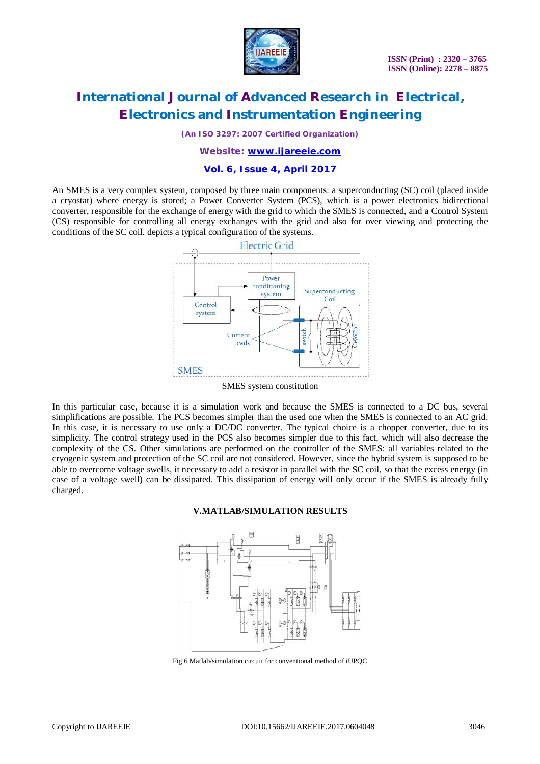An SMES is a very complex system, composed by three main components: a superconducting (SC) coil (placed inside a cryostat) where energy is stored; a Power Converter System (PCS), which is a power electronics bidirectional converter, responsible for the exchange of energy with the grid to which the SMES is connected, and a Control System (CS) responsible for controlling all energy exchanges with the grid and also for over viewing and protecting the conditions of the SC coil. depicts a typical configuration of the systems.

SMES system constitution

In this particular case, because it is a simulation work and because the SMES is connected to a DC bus, several simplifications are possible. The PCS becomes simpler than the used one when the SMES is connected to an AC grid. In this case, it is necessary to use only a DC/DC converter. The typical choice is a chopper converter, due to its simplicity. The control strategy used in the PCS also becomes simpler due to this fact, which will also decrease the complexity of the CS. Other simulations are performed on the controller of the SMES: all variables related to the cryogenic system and protection of the SC coil are not considered. However, since the hybrid system is supposed to be able to overcome voltage swells, it necessary to add a resistor in parallel with the SC coil, so that the excess energy (in case of a voltage swell) can be dissipated. This dissipation of energy will only occur if the SMES is already fully charged.

## V.MATLAB/SIMULATION RESULTS

Fig 6 Matlab/simulation circuit for conventional method of iUPQC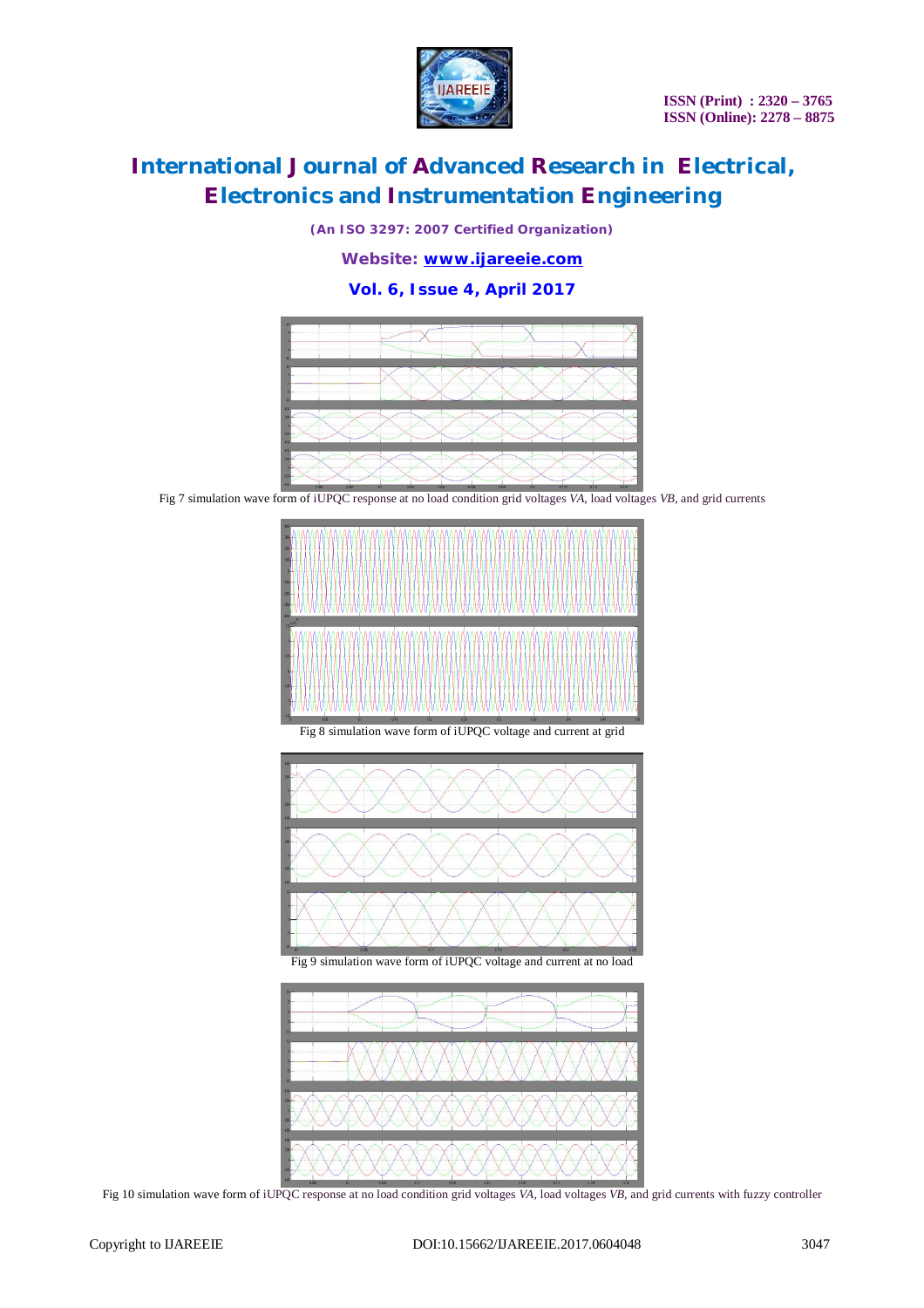Fig 7 simulation wave form of iUPQC response at no load condition grid voltages *VA*, load voltages *VB*, and grid currents

Fig 8 simulation wave form of iUPQC voltage and current at grid

Fig 9 simulation wave form of iUPQC voltage and current at no load

Fig 10 simulation wave form of iUPQC response at no load condition grid voltages *VA*, load voltages *VB*, and grid currents with fuzzy controller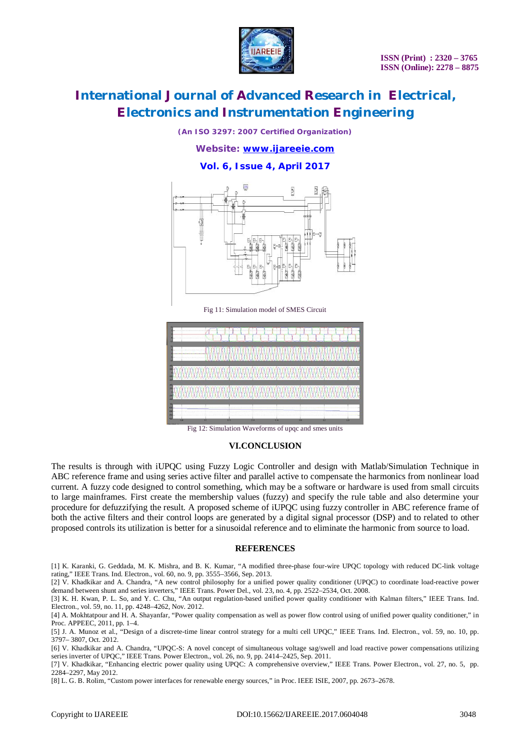Fig 11: Simulation model of SMES Circuit

Fig 12: Simulation Waveforms of upqc and smes units

## VI.CONCLUSION

The results is through with iUPQC using Fuzzy Logic Controller and design with Matlab/Simulation Technique in ABC reference frame and using series active filter and parallel active to compensate the harmonics from nonlinear load current. A fuzzy code designed to control something, which may be a software or hardware is used from small circuits to large mainframes. First create the membership values (fuzzy) and specify the rule table and also determine your procedure for defuzzifying the result. A proposed scheme of iUPQC using fuzzy controller in ABC reference frame of both the active filters and their control loops are generated by a digital signal processor (DSP) and to related to other proposed controls its utilization is better for a sinusoidal reference and to eliminate the harmonic from source to load.

## REFERENCES

[1] K. Karanki, G. Geddada, M. K. Mishra, and B. K. Kumar, "A modified three-phase four-wire UPQC topology with reduced DC-link voltage rating," IEEE Trans. Ind. Electron., vol. 60, no. 9, pp. 3555–3566, Sep. 2013.

[2] V. Khadkikar and A. Chandra, "A new control philosophy for a unified power quality conditioner (UPQC) to coordinate load-reactive power demand between shunt and series inverters," IEEE Trans. Power Del., vol. 23, no. 4, pp. 2522–2534, Oct. 2008.

[3] K. H. Kwan, P. L. So, and Y. C. Chu, "An output regulation-based unified power quality conditioner with Kalman filters," IEEE Trans. Ind. Electron., vol. 59, no. 11, pp. 4248–4262, Nov. 2012.

[4] A. Mokhtatpour and H. A. Shayanfar, "Power quality compensation as well as power flow control using of unified power quality conditioner," in Proc. APPEEC, 2011, pp. 1–4.

[5] J. A. Munoz et al., "Design of a discrete-time linear control strategy for a multi cell UPQC," IEEE Trans. Ind. Electron., vol. 59, no. 10, pp. 3797– 3807, Oct. 2012.

[6] V. Khadkikar and A. Chandra, "UPQC-S: A novel concept of simultaneous voltage sag/swell and load reactive power compensations utilizing series inverter of UPQC," IEEE Trans. Power Electron., vol. 26, no. 9, pp. 2414–2425, Sep. 2011.

[7] V. Khadkikar, "Enhancing electric power quality using UPQC: A comprehensive overview," IEEE Trans. Power Electron., vol. 27, no. 5, pp. 2284–2297, May 2012.

[8] L. G. B. Rolim, "Custom power interfaces for renewable energy sources," in Proc. IEEE ISIE, 2007, pp. 2673–2678.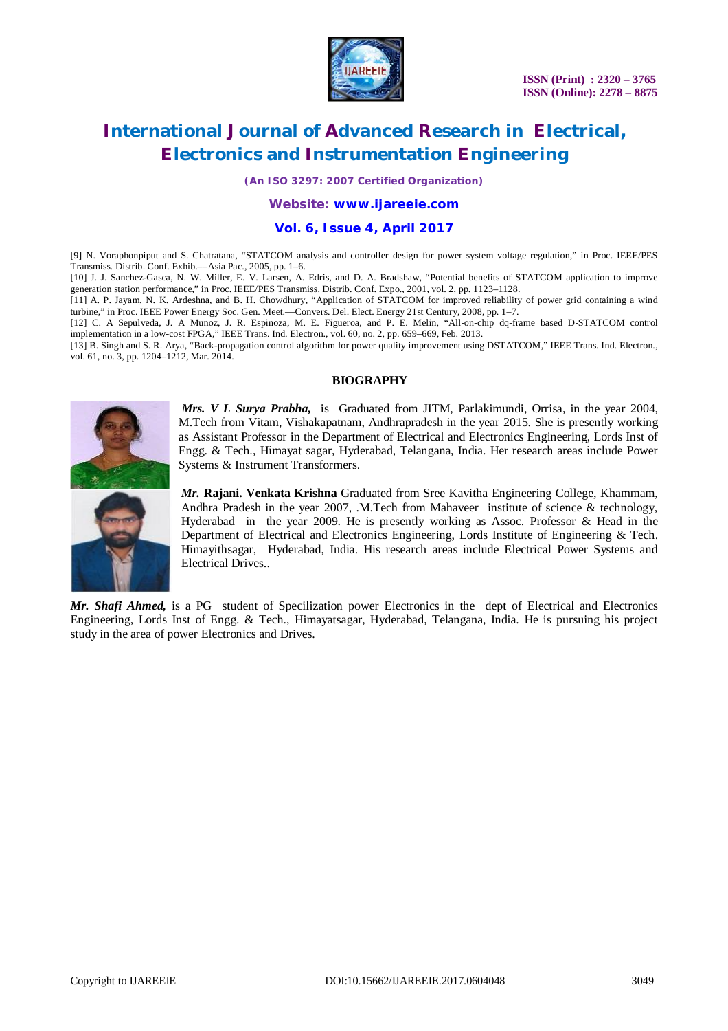[9] N. Voraphonpiput and S. Chatratana, "STATCOM analysis and controller design for power system voltage regulation," in Proc. IEEE/PES Transmiss. Distrib. Conf. Exhib.—Asia Pac., 2005, pp. 1–6.

[10] J. J. Sanchez-Gasca, N. W. Miller, E. V. Larsen, A. Edris, and D. A. Bradshaw, "Potential benefits of STATCOM application to improve generation station performance," in Proc. IEEE/PES Transmiss. Distrib. Conf. Expo., 2001, vol. 2, pp. 1123–1128.

[11] A. P. Jayam, N. K. Ardeshna, and B. H. Chowdhury, "Application of STATCOM for improved reliability of power grid containing a wind turbine," in Proc. IEEE Power Energy Soc. Gen. Meet.—Convers. Del. Elect. Energy 21st Century, 2008, pp. 1–7.

[12] C. A Sepulveda, J. A Munoz, J. R. Espinoza, M. E. Figueroa, and P. E. Melin, "All-on-chip dq-frame based D-STATCOM control implementation in a low-cost FPGA," IEEE Trans. Ind. Electron., vol. 60, no. 2, pp. 659–669, Feb. 2013.

[13] B. Singh and S. R. Arya, "Back-propagation control algorithm for power quality improvement using DSTATCOM," IEEE Trans. Ind. Electron., vol. 61, no. 3, pp. 1204–1212, Mar. 2014.

**BIOGRAPHY**

***Mrs. V L Surya Prabha,*** is Graduated from JITM, Parlakimundi, Orrisa, in the year 2004, M.Tech from Vitam, Vishakapatnam, Andhrapradesh in the year 2015. She is presently working as Assistant Professor in the Department of Electrical and Electronics Engineering, Lords Inst of Engg. & Tech., Himayat sagar, Hyderabad, Telangana, India. Her research areas include Power Systems & Instrument Transformers.

***Mr.*** **Rajani. Venkata Krishna** Graduated from Sree Kavitha Engineering College, Khammam, Andhra Pradesh in the year 2007, .M.Tech from Mahaveer institute of science & technology, Hyderabad in the year 2009. He is presently working as Assoc. Professor & Head in the Department of Electrical and Electronics Engineering, Lords Institute of Engineering & Tech. Himayithsagar, Hyderabad, India. His research areas include Electrical Power Systems and Electrical Drives..

***Mr. Shafi Ahmed,*** is a PG student of Specilization power Electronics in the dept of Electrical and Electronics Engineering, Lords Inst of Engg. & Tech., Himayatsagar, Hyderabad, Telangana, India. He is pursuing his project study in the area of power Electronics and Drives.